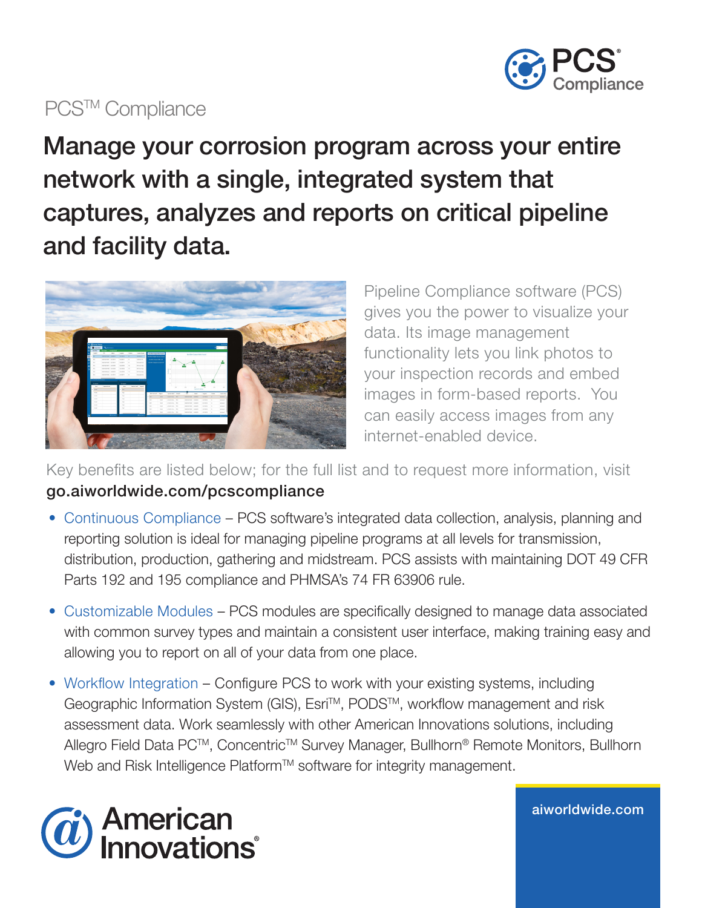PCS™ Compliance

# Manage your corrosion program across your entire network with a single, integrated system that captures, analyzes and reports on critical pipeline and facility data.

Pipeline Compliance software (PCS) gives you the power to visualize your data. Its image management functionality lets you link photos to your inspection records and embed images in form-based reports. You can easily access images from any internet-enabled device.

Key benefits are listed below; for the full list and to request more information, visit **go.aiworldwide.com/pcscompliance**

- Continuous Compliance – PCS software's integrated data collection, analysis, planning and reporting solution is ideal for managing pipeline programs at all levels for transmission, distribution, production, gathering and midstream. PCS assists with maintaining DOT 49 CFR Parts 192 and 195 compliance and PHMSA's 74 FR 63906 rule.
- Customizable Modules – PCS modules are specifically designed to manage data associated with common survey types and maintain a consistent user interface, making training easy and allowing you to report on all of your data from one place.
- Workflow Integration – Configure PCS to work with your existing systems, including Geographic Information System (GIS), Esri™, PODS™, workflow management and risk assessment data. Work seamlessly with other American Innovations solutions, including Allegro Field Data PC™, Concentric™ Survey Manager, Bullhorn® Remote Monitors, Bullhorn Web and Risk Intelligence Platform™ software for integrity management.

American Innovations®

aiworldwide.com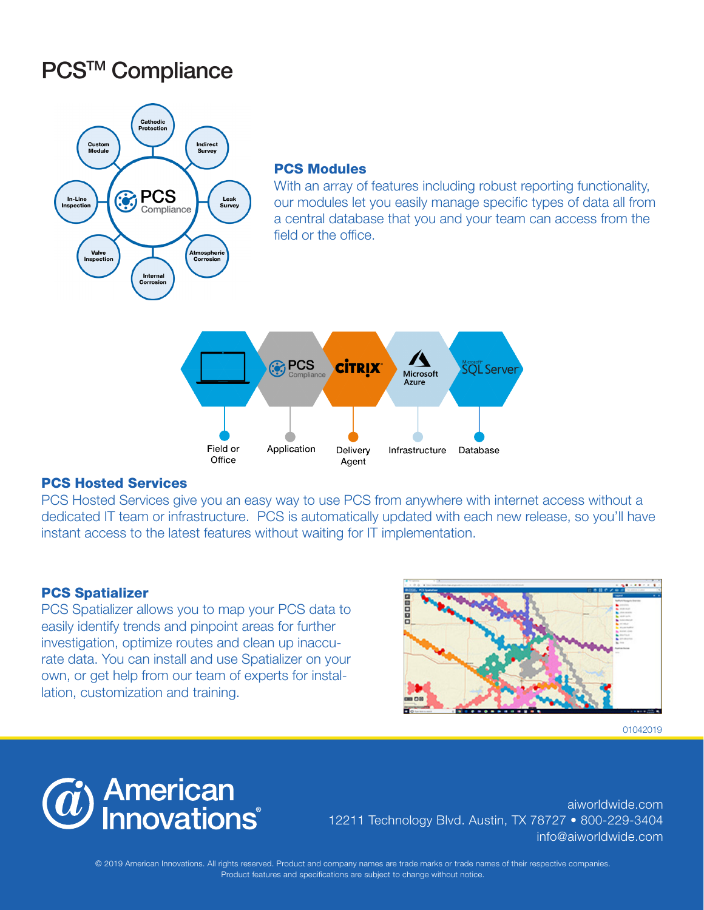# PCS™ Compliance

Cathodic Protection
Indirect Survey
Leak Survey
Atmospheric Corrosion
Internal Corrosion
Valve Inspection
In-Line Inspection
Custom Module
PCS Compliance

## PCS Modules

With an array of features including robust reporting functionality, our modules let you easily manage specific types of data all from a central database that you and your team can access from the field or the office.

PCS Compliance
CITRIX
Microsoft Azure
Microsoft SQL Server

Field or Office
Application
Delivery Agent
Infrastructure
Database

## PCS Hosted Services

PCS Hosted Services give you an easy way to use PCS from anywhere with internet access without a dedicated IT team or infrastructure. PCS is automatically updated with each new release, so you'll have instant access to the latest features without waiting for IT implementation.

## PCS Spatializer

PCS Spatializer allows you to map your PCS data to easily identify trends and pinpoint areas for further investigation, optimize routes and clean up inaccurate data. You can install and use Spatializer on your own, or get help from our team of experts for installation, customization and training.

01042019

American Innovations®

aiworldwide.com
12211 Technology Blvd. Austin, TX 78727 • 800-229-3404
info@aiworldwide.com

© 2019 American Innovations. All rights reserved. Product and company names are trade marks or trade names of their respective companies. Product features and specifications are subject to change without notice.